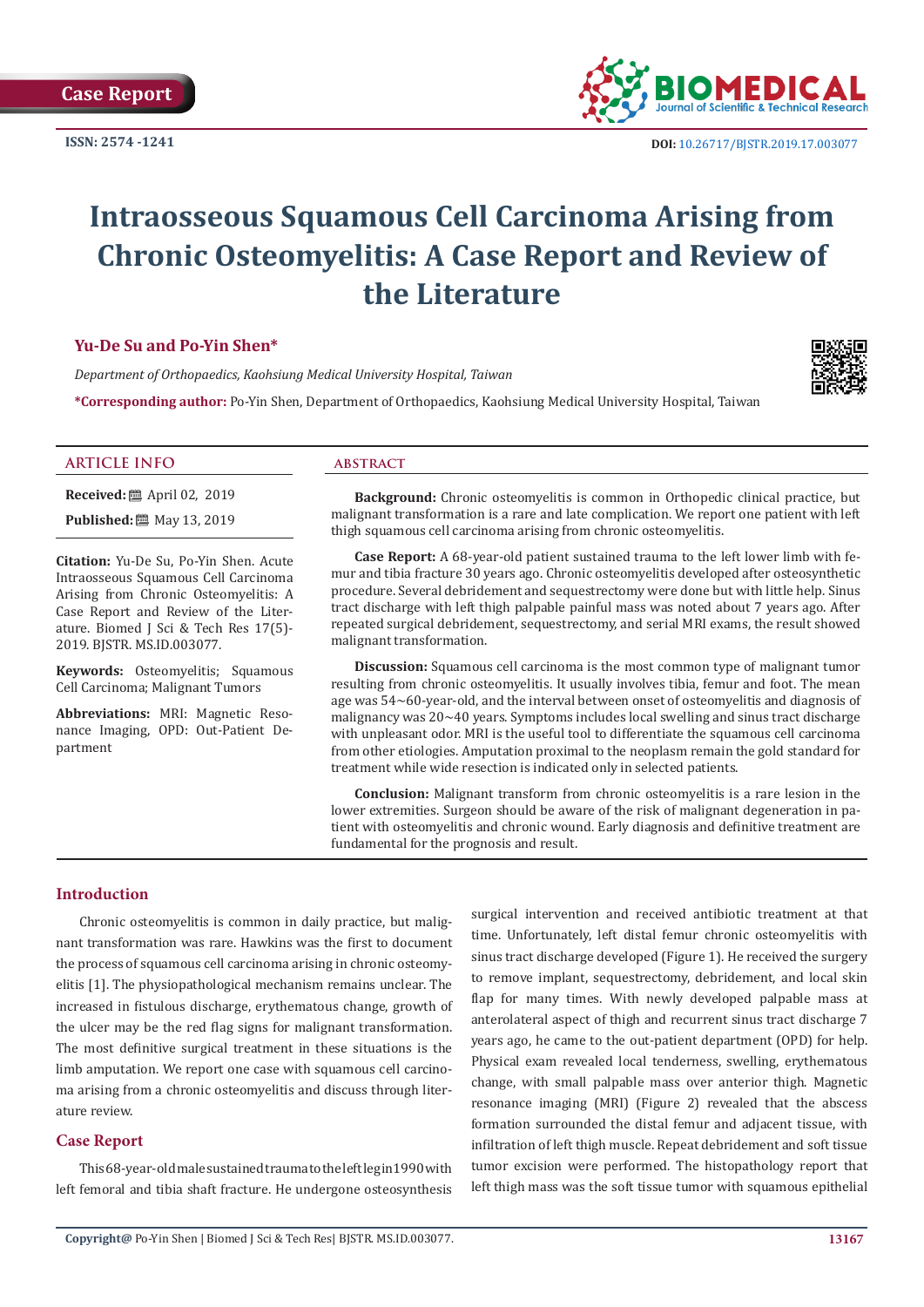Case Report

ISSN: 2574 -1241

DOI: 10.26717/BJSTR.2019.17.003077

# Intraosseous Squamous Cell Carcinoma Arising from Chronic Osteomyelitis: A Case Report and Review of the Literature

**Yu-De Su and Po-Yin Shen***

*Department of Orthopaedics, Kaohsiung Medical University Hospital, Taiwan*

***Corresponding author:** Po-Yin Shen, Department of Orthopaedics, Kaohsiung Medical University Hospital, Taiwan

## ARTICLE INFO

**Received:** April 02, 2019

**Published:** May 13, 2019

**Citation:** Yu-De Su, Po-Yin Shen. Acute Intraosseous Squamous Cell Carcinoma Arising from Chronic Osteomyelitis: A Case Report and Review of the Literature. Biomed J Sci & Tech Res 17(5)-2019. BJSTR. MS.ID.003077.

**Keywords:** Osteomyelitis; Squamous Cell Carcinoma; Malignant Tumors

**Abbreviations:** MRI: Magnetic Resonance Imaging, OPD: Out-Patient Department

## ABSTRACT

**Background:** Chronic osteomyelitis is common in Orthopedic clinical practice, but malignant transformation is a rare and late complication. We report one patient with left thigh squamous cell carcinoma arising from chronic osteomyelitis.

**Case Report:** A 68-year-old patient sustained trauma to the left lower limb with femur and tibia fracture 30 years ago. Chronic osteomyelitis developed after osteosynthetic procedure. Several debridement and sequestrectomy were done but with little help. Sinus tract discharge with left thigh palpable painful mass was noted about 7 years ago. After repeated surgical debridement, sequestrectomy, and serial MRI exams, the result showed malignant transformation.

**Discussion:** Squamous cell carcinoma is the most common type of malignant tumor resulting from chronic osteomyelitis. It usually involves tibia, femur and foot. The mean age was 54~60-year-old, and the interval between onset of osteomyelitis and diagnosis of malignancy was 20~40 years. Symptoms includes local swelling and sinus tract discharge with unpleasant odor. MRI is the useful tool to differentiate the squamous cell carcinoma from other etiologies. Amputation proximal to the neoplasm remain the gold standard for treatment while wide resection is indicated only in selected patients.

**Conclusion:** Malignant transform from chronic osteomyelitis is a rare lesion in the lower extremities. Surgeon should be aware of the risk of malignant degeneration in patient with osteomyelitis and chronic wound. Early diagnosis and definitive treatment are fundamental for the prognosis and result.

## Introduction

Chronic osteomyelitis is common in daily practice, but malignant transformation was rare. Hawkins was the first to document the process of squamous cell carcinoma arising in chronic osteomyelitis [1]. The physiopathological mechanism remains unclear. The increased in fistulous discharge, erythematous change, growth of the ulcer may be the red flag signs for malignant transformation. The most definitive surgical treatment in these situations is the limb amputation. We report one case with squamous cell carcinoma arising from a chronic osteomyelitis and discuss through literature review.

## Case Report

This 68-year-old male sustained trauma to the left leg in 1990 with left femoral and tibia shaft fracture. He undergone osteosynthesis surgical intervention and received antibiotic treatment at that time. Unfortunately, left distal femur chronic osteomyelitis with sinus tract discharge developed (Figure 1). He received the surgery to remove implant, sequestrectomy, debridement, and local skin flap for many times. With newly developed palpable mass at anterolateral aspect of thigh and recurrent sinus tract discharge 7 years ago, he came to the out-patient department (OPD) for help. Physical exam revealed local tenderness, swelling, erythematous change, with small palpable mass over anterior thigh. Magnetic resonance imaging (MRI) (Figure 2) revealed that the abscess formation surrounded the distal femur and adjacent tissue, with infiltration of left thigh muscle. Repeat debridement and soft tissue tumor excision were performed. The histopathology report that left thigh mass was the soft tissue tumor with squamous epithelial

Copyright@ Po-Yin Shen | Biomed J Sci & Tech Res| BJSTR. MS.ID.003077.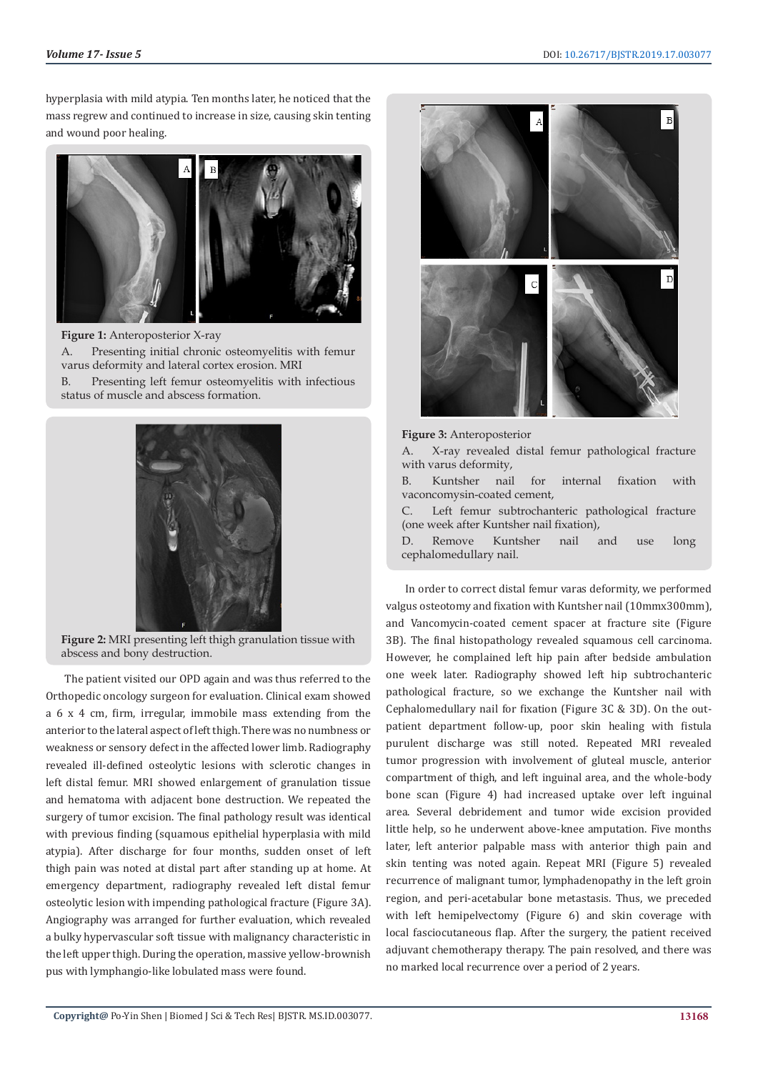hyperplasia with mild atypia. Ten months later, he noticed that the mass regrew and continued to increase in size, causing skin tenting and wound poor healing.

**Figure 1:** Anteroposterior X-ray

A. Presenting initial chronic osteomyelitis with femur varus deformity and lateral cortex erosion. MRI

B. Presenting left femur osteomyelitis with infectious status of muscle and abscess formation.

**Figure 2:** MRI presenting left thigh granulation tissue with abscess and bony destruction.

The patient visited our OPD again and was thus referred to the Orthopedic oncology surgeon for evaluation. Clinical exam showed a 6 x 4 cm, firm, irregular, immobile mass extending from the anterior to the lateral aspect of left thigh. There was no numbness or weakness or sensory defect in the affected lower limb. Radiography revealed ill-defined osteolytic lesions with sclerotic changes in left distal femur. MRI showed enlargement of granulation tissue and hematoma with adjacent bone destruction. We repeated the surgery of tumor excision. The final pathology result was identical with previous finding (squamous epithelial hyperplasia with mild atypia). After discharge for four months, sudden onset of left thigh pain was noted at distal part after standing up at home. At emergency department, radiography revealed left distal femur osteolytic lesion with impending pathological fracture (Figure 3A). Angiography was arranged for further evaluation, which revealed a bulky hypervascular soft tissue with malignancy characteristic in the left upper thigh. During the operation, massive yellow-brownish pus with lymphangio-like lobulated mass were found.

**Figure 3:** Anteroposterior

A. X-ray revealed distal femur pathological fracture with varus deformity,

B. Kuntsher nail for internal fixation with vaconcomysin-coated cement,

C. Left femur subtrochanteric pathological fracture (one week after Kuntsher nail fixation),

D. Remove Kuntsher nail and use long cephalomedullary nail.

In order to correct distal femur varas deformity, we performed valgus osteotomy and fixation with Kuntsher nail (10mmx300mm), and Vancomycin-coated cement spacer at fracture site (Figure 3B). The final histopathology revealed squamous cell carcinoma. However, he complained left hip pain after bedside ambulation one week later. Radiography showed left hip subtrochanteric pathological fracture, so we exchange the Kuntsher nail with Cephalomedullary nail for fixation (Figure 3C & 3D). On the out-patient department follow-up, poor skin healing with fistula purulent discharge was still noted. Repeated MRI revealed tumor progression with involvement of gluteal muscle, anterior compartment of thigh, and left inguinal area, and the whole-body bone scan (Figure 4) had increased uptake over left inguinal area. Several debridement and tumor wide excision provided little help, so he underwent above-knee amputation. Five months later, left anterior palpable mass with anterior thigh pain and skin tenting was noted again. Repeat MRI (Figure 5) revealed recurrence of malignant tumor, lymphadenopathy in the left groin region, and peri-acetabular bone metastasis. Thus, we preceded with left hemipelvectomy (Figure 6) and skin coverage with local fasciocutaneous flap. After the surgery, the patient received adjuvant chemotherapy therapy. The pain resolved, and there was no marked local recurrence over a period of 2 years.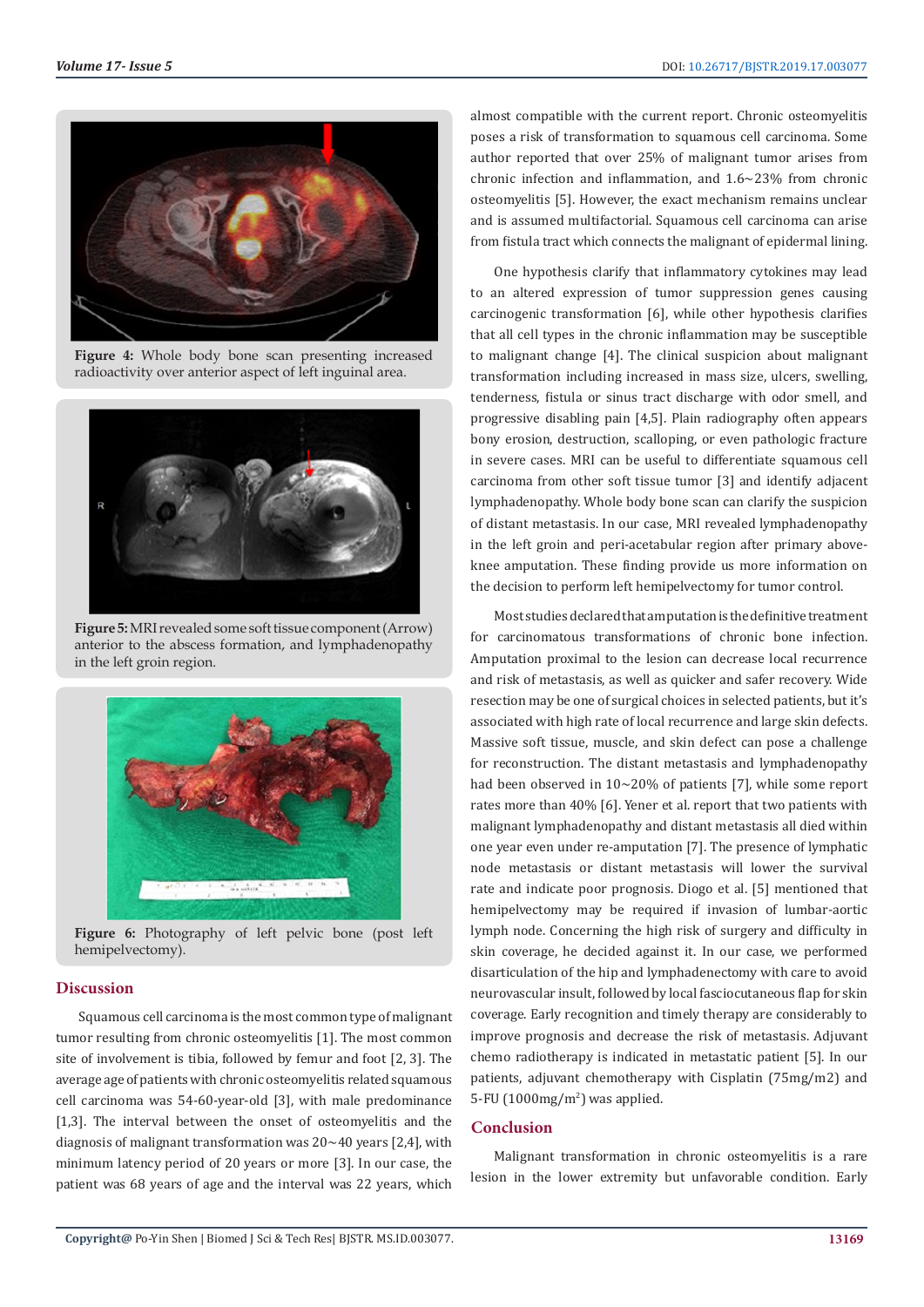Figure 4: Whole body bone scan presenting increased radioactivity over anterior aspect of left inguinal area.

Figure 5: MRI revealed some soft tissue component (Arrow) anterior to the abscess formation, and lymphadenopathy in the left groin region.

Figure 6: Photography of left pelvic bone (post left hemipelvectomy).

## Discussion

Squamous cell carcinoma is the most common type of malignant tumor resulting from chronic osteomyelitis [1]. The most common site of involvement is tibia, followed by femur and foot [2, 3]. The average age of patients with chronic osteomyelitis related squamous cell carcinoma was 54-60-year-old [3], with male predominance [1,3]. The interval between the onset of osteomyelitis and the diagnosis of malignant transformation was 20~40 years [2,4], with minimum latency period of 20 years or more [3]. In our case, the patient was 68 years of age and the interval was 22 years, which almost compatible with the current report. Chronic osteomyelitis poses a risk of transformation to squamous cell carcinoma. Some author reported that over 25% of malignant tumor arises from chronic infection and inflammation, and 1.6~23% from chronic osteomyelitis [5]. However, the exact mechanism remains unclear and is assumed multifactorial. Squamous cell carcinoma can arise from fistula tract which connects the malignant of epidermal lining.

One hypothesis clarify that inflammatory cytokines may lead to an altered expression of tumor suppression genes causing carcinogenic transformation [6], while other hypothesis clarifies that all cell types in the chronic inflammation may be susceptible to malignant change [4]. The clinical suspicion about malignant transformation including increased in mass size, ulcers, swelling, tenderness, fistula or sinus tract discharge with odor smell, and progressive disabling pain [4,5]. Plain radiography often appears bony erosion, destruction, scalloping, or even pathologic fracture in severe cases. MRI can be useful to differentiate squamous cell carcinoma from other soft tissue tumor [3] and identify adjacent lymphadenopathy. Whole body bone scan can clarify the suspicion of distant metastasis. In our case, MRI revealed lymphadenopathy in the left groin and peri-acetabular region after primary above-knee amputation. These finding provide us more information on the decision to perform left hemipelvectomy for tumor control.

Most studies declared that amputation is the definitive treatment for carcinomatous transformations of chronic bone infection. Amputation proximal to the lesion can decrease local recurrence and risk of metastasis, as well as quicker and safer recovery. Wide resection may be one of surgical choices in selected patients, but it's associated with high rate of local recurrence and large skin defects. Massive soft tissue, muscle, and skin defect can pose a challenge for reconstruction. The distant metastasis and lymphadenopathy had been observed in 10~20% of patients [7], while some report rates more than 40% [6]. Yener et al. report that two patients with malignant lymphadenopathy and distant metastasis all died within one year even under re-amputation [7]. The presence of lymphatic node metastasis or distant metastasis will lower the survival rate and indicate poor prognosis. Diogo et al. [5] mentioned that hemipelvectomy may be required if invasion of lumbar-aortic lymph node. Concerning the high risk of surgery and difficulty in skin coverage, he decided against it. In our case, we performed disarticulation of the hip and lymphadenectomy with care to avoid neurovascular insult, followed by local fasciocutaneous flap for skin coverage. Early recognition and timely therapy are considerably to improve prognosis and decrease the risk of metastasis. Adjuvant chemo radiotherapy is indicated in metastatic patient [5]. In our patients, adjuvant chemotherapy with Cisplatin (75mg/m2) and 5-FU (1000mg/m$^2$) was applied.

## Conclusion

Malignant transformation in chronic osteomyelitis is a rare lesion in the lower extremity but unfavorable condition. Early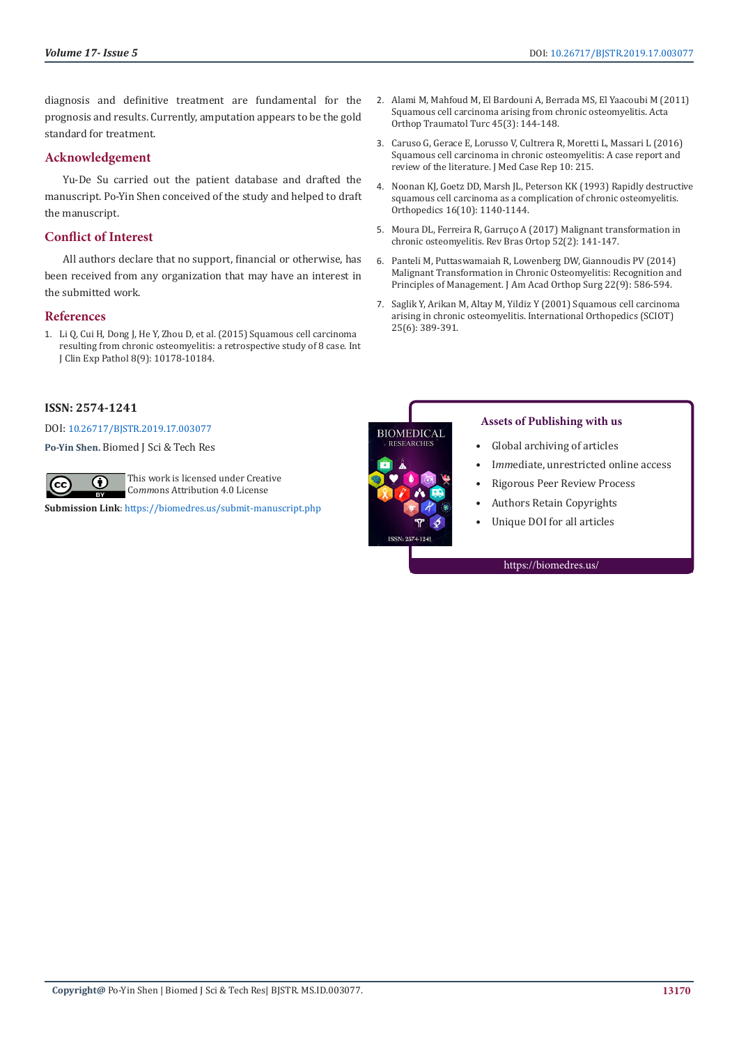diagnosis and definitive treatment are fundamental for the prognosis and results. Currently, amputation appears to be the gold standard for treatment.

## Acknowledgement

Yu-De Su carried out the patient database and drafted the manuscript. Po-Yin Shen conceived of the study and helped to draft the manuscript.

## Conflict of Interest

All authors declare that no support, financial or otherwise, has been received from any organization that may have an interest in the submitted work.

## References

1. Li Q, Cui H, Dong J, He Y, Zhou D, et al. (2015) Squamous cell carcinoma resulting from chronic osteomyelitis: a retrospective study of 8 case. Int J Clin Exp Pathol 8(9): 10178-10184.
2. Alami M, Mahfoud M, El Bardouni A, Berrada MS, El Yaacoubi M (2011) Squamous cell carcinoma arising from chronic osteomyelitis. Acta Orthop Traumatol Turc 45(3): 144-148.
3. Caruso G, Gerace E, Lorusso V, Cultrera R, Moretti L, Massari L (2016) Squamous cell carcinoma in chronic osteomyelitis: A case report and review of the literature. J Med Case Rep 10: 215.
4. Noonan KJ, Goetz DD, Marsh JL, Peterson KK (1993) Rapidly destructive squamous cell carcinoma as a complication of chronic osteomyelitis. Orthopedics 16(10): 1140-1144.
5. Moura DL, Ferreira R, Garruço A (2017) Malignant transformation in chronic osteomyelitis. Rev Bras Ortop 52(2): 141-147.
6. Panteli M, Puttaswamaiah R, Lowenberg DW, Giannoudis PV (2014) Malignant Transformation in Chronic Osteomyelitis: Recognition and Principles of Management. J Am Acad Orthop Surg 22(9): 586-594.
7. Saglik Y, Arikan M, Altay M, Yildiz Y (2001) Squamous cell carcinoma arising in chronic osteomyelitis. International Orthopedics (SCIOT) 25(6): 389-391.

**ISSN: 2574-1241**

DOI: 10.26717/BJSTR.2019.17.003077

**Po-Yin Shen.** Biomed J Sci & Tech Res

This work is licensed under Creative Commons Attribution 4.0 License

**Submission Link**: https://biomedres.us/submit-manuscript.php

**Assets of Publishing with us**

- Global archiving of articles
- Immediate, unrestricted online access
- Rigorous Peer Review Process
- Authors Retain Copyrights
- Unique DOI for all articles

https://biomedres.us/